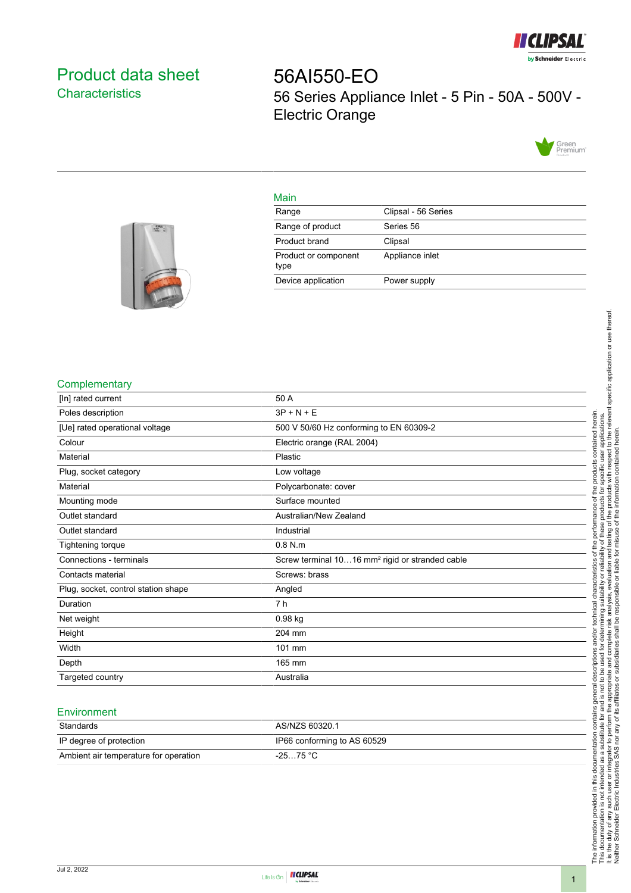# Product data sheet
## Characteristics

# 56AI550-EO
56 Series Appliance Inlet - 5 Pin - 50A - 500V - Electric Orange

## Main

| | |
|---|---|
| Range | Clipsal - 56 Series |
| Range of product | Series 56 |
| Product brand | Clipsal |
| Product or component type | Appliance inlet |
| Device application | Power supply |

## Complementary

| | |
|---|---|
| [In] rated current | 50 A |
| Poles description | 3P + N + E |
| [Ue] rated operational voltage | 500 V 50/60 Hz conforming to EN 60309-2 |
| Colour | Electric orange (RAL 2004) |
| Material | Plastic |
| Plug, socket category | Low voltage |
| Material | Polycarbonate: cover |
| Mounting mode | Surface mounted |
| Outlet standard | Australian/New Zealand |
| Outlet standard | Industrial |
| Tightening torque | 0.8 N.m |
| Connections - terminals | Screw terminal 10…16 mm² rigid or stranded cable |
| Contacts material | Screws: brass |
| Plug, socket, control station shape | Angled |
| Duration | 7 h |
| Net weight | 0.98 kg |
| Height | 204 mm |
| Width | 101 mm |
| Depth | 165 mm |
| Targeted country | Australia |

## Environment

| | |
|---|---|
| Standards | AS/NZS 60320.1 |
| IP degree of protection | IP66 conforming to AS 60529 |
| Ambient air temperature for operation | -25…75 °C |

The information provided in this documentation contains general descriptions and/or technical characteristics of the performance of the products contained herein.
This documentation is not intended as a substitute for and is not to be used for determining suitability or reliability of these products for specific user applications.
It is the duty of any such user or integrator to perform the appropriate and complete risk analysis, evaluation and testing of the products with respect to the relevant specific application or use thereof.
Neither Schneider Electric Industries SAS nor any of its affiliates or subsidiaries shall be responsible or liable for misuse of the information contained herein.

Jul 2, 2022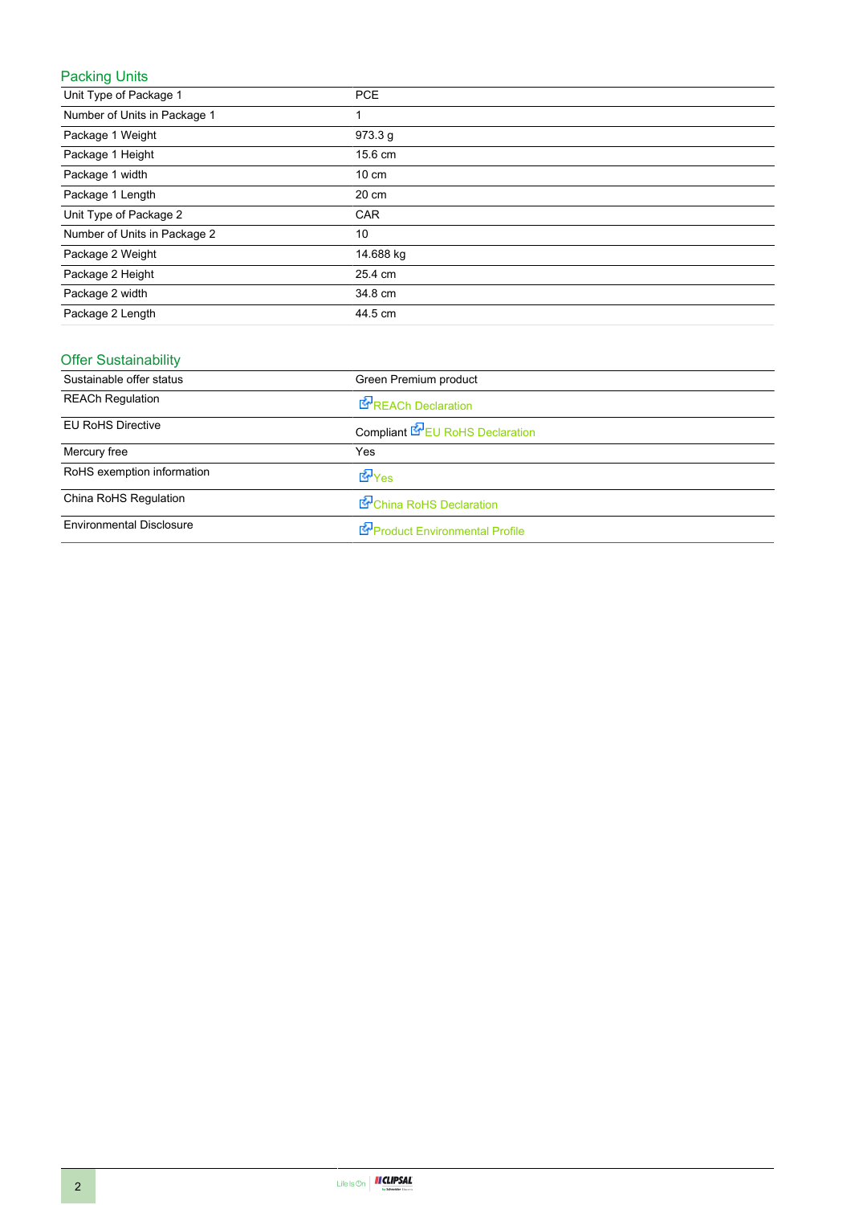## Packing Units

| | |
|---|---|
| Unit Type of Package 1 | PCE |
| Number of Units in Package 1 | 1 |
| Package 1 Weight | 973.3 g |
| Package 1 Height | 15.6 cm |
| Package 1 width | 10 cm |
| Package 1 Length | 20 cm |
| Unit Type of Package 2 | CAR |
| Number of Units in Package 2 | 10 |
| Package 2 Weight | 14.688 kg |
| Package 2 Height | 25.4 cm |
| Package 2 width | 34.8 cm |
| Package 2 Length | 44.5 cm |

## Offer Sustainability

| | |
|---|---|
| Sustainable offer status | Green Premium product |
| REACh Regulation | REACh Declaration |
| EU RoHS Directive | Compliant EU RoHS Declaration |
| Mercury free | Yes |
| RoHS exemption information | Yes |
| China RoHS Regulation | China RoHS Declaration |
| Environmental Disclosure | Product Environmental Profile |